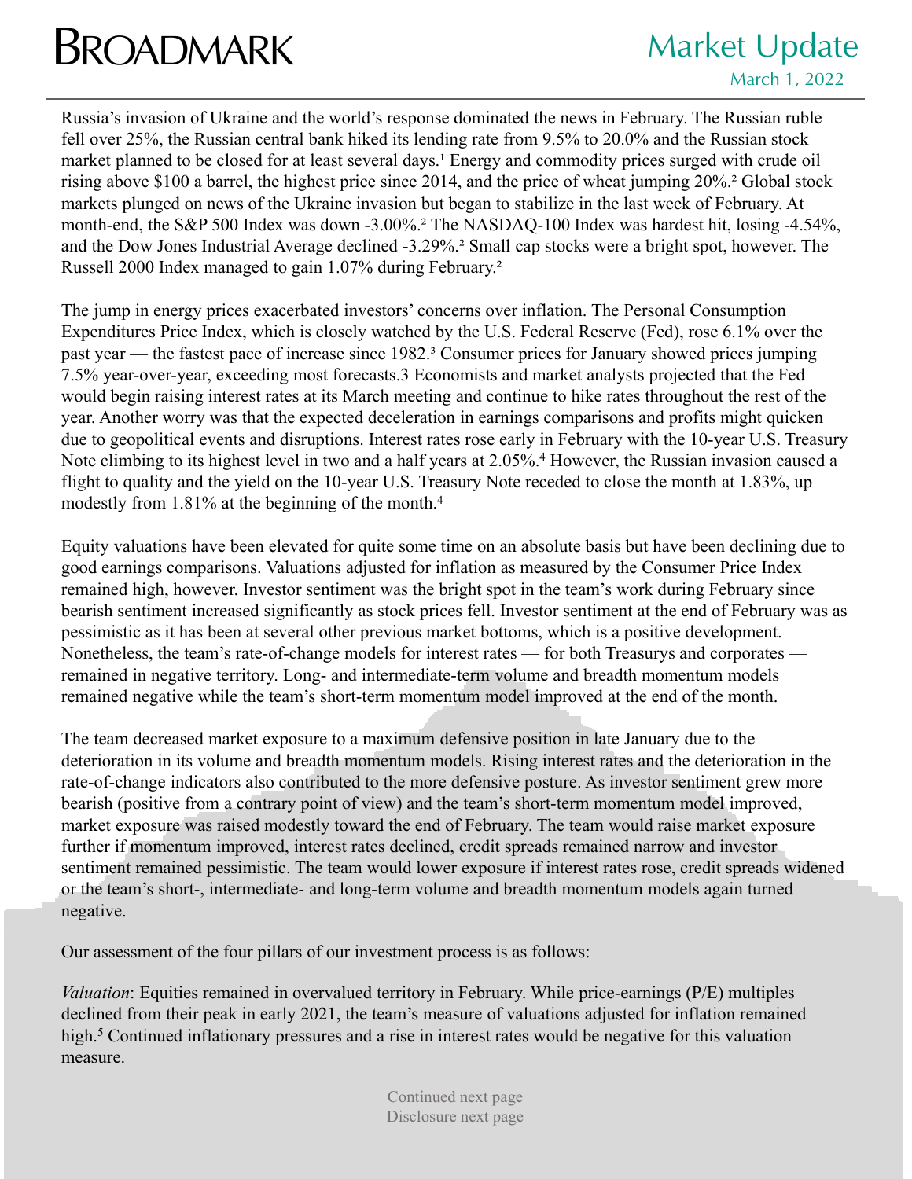# BROADMARK

## Market Update

March 1, 2022

Russia's invasion of Ukraine and the world's response dominated the news in February. The Russian ruble fell over 25%, the Russian central bank hiked its lending rate from 9.5% to 20.0% and the Russian stock market planned to be closed for at least several days.[1] Energy and commodity prices surged with crude oil rising above $100 a barrel, the highest price since 2014, and the price of wheat jumping 20%.[2] Global stock markets plunged on news of the Ukraine invasion but began to stabilize in the last week of February. At month-end, the S&P 500 Index was down -3.00%.[2] The NASDAQ-100 Index was hardest hit, losing -4.54%, and the Dow Jones Industrial Average declined -3.29%.[2] Small cap stocks were a bright spot, however. The Russell 2000 Index managed to gain 1.07% during February.[2]

The jump in energy prices exacerbated investors' concerns over inflation. The Personal Consumption Expenditures Price Index, which is closely watched by the U.S. Federal Reserve (Fed), rose 6.1% over the past year — the fastest pace of increase since 1982.[3] Consumer prices for January showed prices jumping 7.5% year-over-year, exceeding most forecasts.3 Economists and market analysts projected that the Fed would begin raising interest rates at its March meeting and continue to hike rates throughout the rest of the year. Another worry was that the expected deceleration in earnings comparisons and profits might quicken due to geopolitical events and disruptions. Interest rates rose early in February with the 10-year U.S. Treasury Note climbing to its highest level in two and a half years at 2.05%.[4] However, the Russian invasion caused a flight to quality and the yield on the 10-year U.S. Treasury Note receded to close the month at 1.83%, up modestly from 1.81% at the beginning of the month.[4]

Equity valuations have been elevated for quite some time on an absolute basis but have been declining due to good earnings comparisons. Valuations adjusted for inflation as measured by the Consumer Price Index remained high, however. Investor sentiment was the bright spot in the team's work during February since bearish sentiment increased significantly as stock prices fell. Investor sentiment at the end of February was as pessimistic as it has been at several other previous market bottoms, which is a positive development. Nonetheless, the team's rate-of-change models for interest rates — for both Treasurys and corporates — remained in negative territory. Long- and intermediate-term volume and breadth momentum models remained negative while the team's short-term momentum model improved at the end of the month.

The team decreased market exposure to a maximum defensive position in late January due to the deterioration in its volume and breadth momentum models. Rising interest rates and the deterioration in the rate-of-change indicators also contributed to the more defensive posture. As investor sentiment grew more bearish (positive from a contrary point of view) and the team's short-term momentum model improved, market exposure was raised modestly toward the end of February. The team would raise market exposure further if momentum improved, interest rates declined, credit spreads remained narrow and investor sentiment remained pessimistic. The team would lower exposure if interest rates rose, credit spreads widened or the team's short-, intermediate- and long-term volume and breadth momentum models again turned negative.

Our assessment of the four pillars of our investment process is as follows:

*Valuation*: Equities remained in overvalued territory in February. While price-earnings (P/E) multiples declined from their peak in early 2021, the team's measure of valuations adjusted for inflation remained high.[5] Continued inflationary pressures and a rise in interest rates would be negative for this valuation measure.

Continued next page
Disclosure next page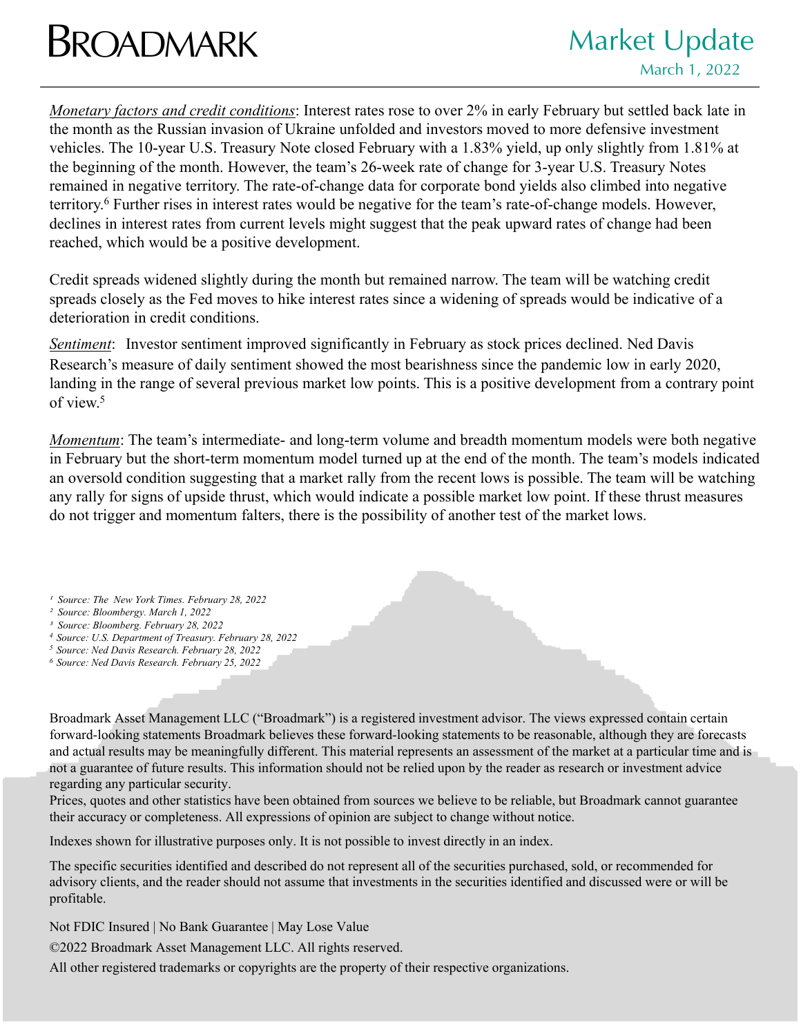*Monetary factors and credit conditions*: Interest rates rose to over 2% in early February but settled back late in the month as the Russian invasion of Ukraine unfolded and investors moved to more defensive investment vehicles. The 10-year U.S. Treasury Note closed February with a 1.83% yield, up only slightly from 1.81% at the beginning of the month. However, the team's 26-week rate of change for 3-year U.S. Treasury Notes remained in negative territory. The rate-of-change data for corporate bond yields also climbed into negative territory.[6] Further rises in interest rates would be negative for the team's rate-of-change models. However, declines in interest rates from current levels might suggest that the peak upward rates of change had been reached, which would be a positive development.

Credit spreads widened slightly during the month but remained narrow. The team will be watching credit spreads closely as the Fed moves to hike interest rates since a widening of spreads would be indicative of a deterioration in credit conditions.

*Sentiment*: Investor sentiment improved significantly in February as stock prices declined. Ned Davis Research's measure of daily sentiment showed the most bearishness since the pandemic low in early 2020, landing in the range of several previous market low points. This is a positive development from a contrary point of view.[5]

*Momentum*: The team's intermediate- and long-term volume and breadth momentum models were both negative in February but the short-term momentum model turned up at the end of the month. The team's models indicated an oversold condition suggesting that a market rally from the recent lows is possible. The team will be watching any rally for signs of upside thrust, which would indicate a possible market low point. If these thrust measures do not trigger and momentum falters, there is the possibility of another test of the market lows.

[1] *Source: The New York Times. February 28, 2022*
[2] *Source: Bloombergy. March 1, 2022*
[3] *Source: Bloomberg. February 28, 2022*
[4] *Source: U.S. Department of Treasury. February 28, 2022*
[5] *Source: Ned Davis Research. February 28, 2022*
[6] *Source: Ned Davis Research. February 25, 2022*

Broadmark Asset Management LLC ("Broadmark") is a registered investment advisor. The views expressed contain certain forward-looking statements Broadmark believes these forward-looking statements to be reasonable, although they are forecasts and actual results may be meaningfully different. This material represents an assessment of the market at a particular time and is not a guarantee of future results. This information should not be relied upon by the reader as research or investment advice regarding any particular security.

Prices, quotes and other statistics have been obtained from sources we believe to be reliable, but Broadmark cannot guarantee their accuracy or completeness. All expressions of opinion are subject to change without notice.

Indexes shown for illustrative purposes only. It is not possible to invest directly in an index.

The specific securities identified and described do not represent all of the securities purchased, sold, or recommended for advisory clients, and the reader should not assume that investments in the securities identified and discussed were or will be profitable.

Not FDIC Insured | No Bank Guarantee | May Lose Value

©2022 Broadmark Asset Management LLC. All rights reserved.

All other registered trademarks or copyrights are the property of their respective organizations.